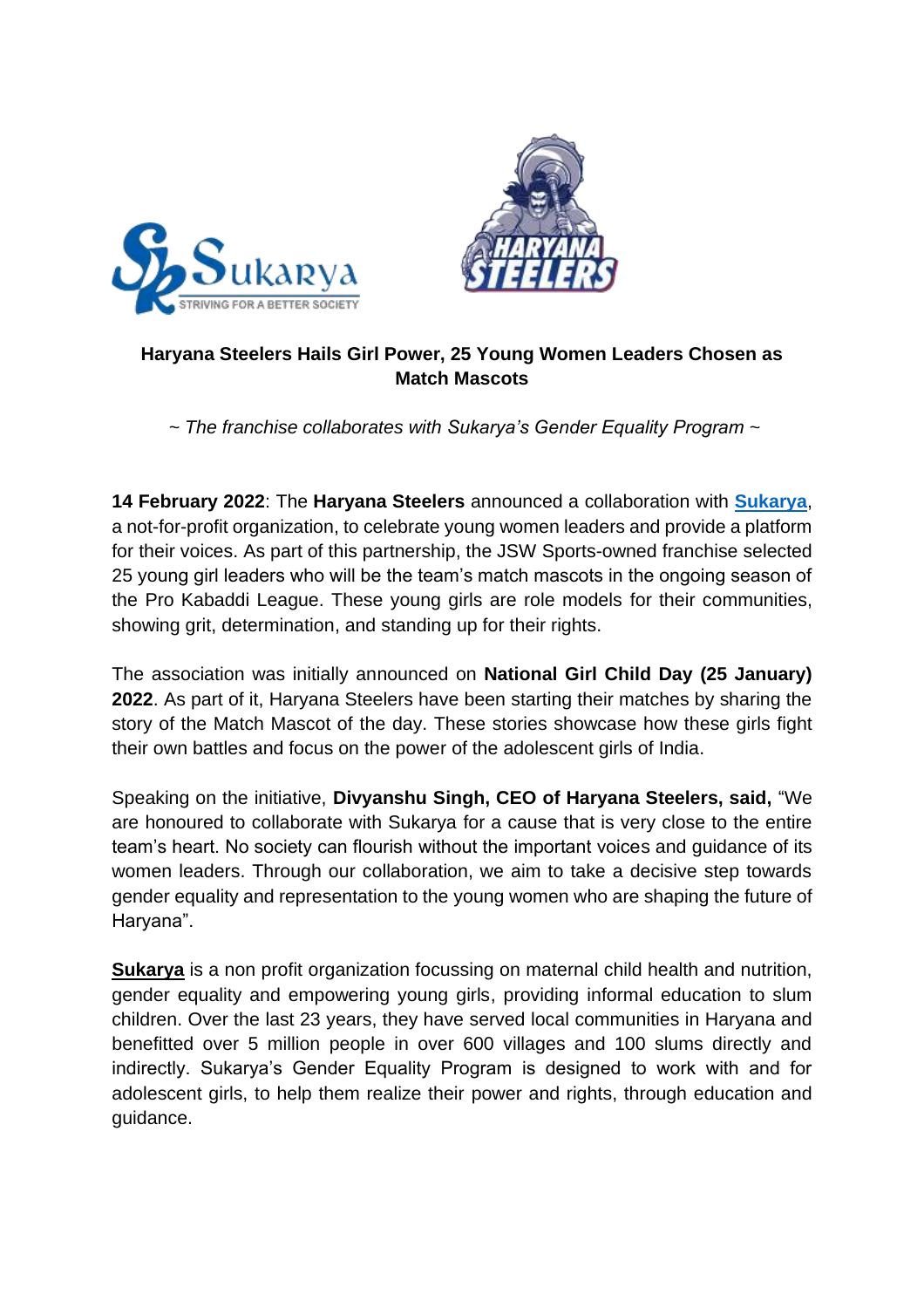**Haryana Steelers Hails Girl Power, 25 Young Women Leaders Chosen as Match Mascots**

*~ The franchise collaborates with Sukarya's Gender Equality Program ~*

**14 February 2022**: The **Haryana Steelers** announced a collaboration with **Sukarya**, a not-for-profit organization, to celebrate young women leaders and provide a platform for their voices. As part of this partnership, the JSW Sports-owned franchise selected 25 young girl leaders who will be the team's match mascots in the ongoing season of the Pro Kabaddi League. These young girls are role models for their communities, showing grit, determination, and standing up for their rights.

The association was initially announced on **National Girl Child Day (25 January) 2022**. As part of it, Haryana Steelers have been starting their matches by sharing the story of the Match Mascot of the day. These stories showcase how these girls fight their own battles and focus on the power of the adolescent girls of India.

Speaking on the initiative, **Divyanshu Singh, CEO of Haryana Steelers, said,** "We are honoured to collaborate with Sukarya for a cause that is very close to the entire team's heart. No society can flourish without the important voices and guidance of its women leaders. Through our collaboration, we aim to take a decisive step towards gender equality and representation to the young women who are shaping the future of Haryana".

**Sukarya** is a non profit organization focussing on maternal child health and nutrition, gender equality and empowering young girls, providing informal education to slum children. Over the last 23 years, they have served local communities in Haryana and benefitted over 5 million people in over 600 villages and 100 slums directly and indirectly. Sukarya's Gender Equality Program is designed to work with and for adolescent girls, to help them realize their power and rights, through education and guidance.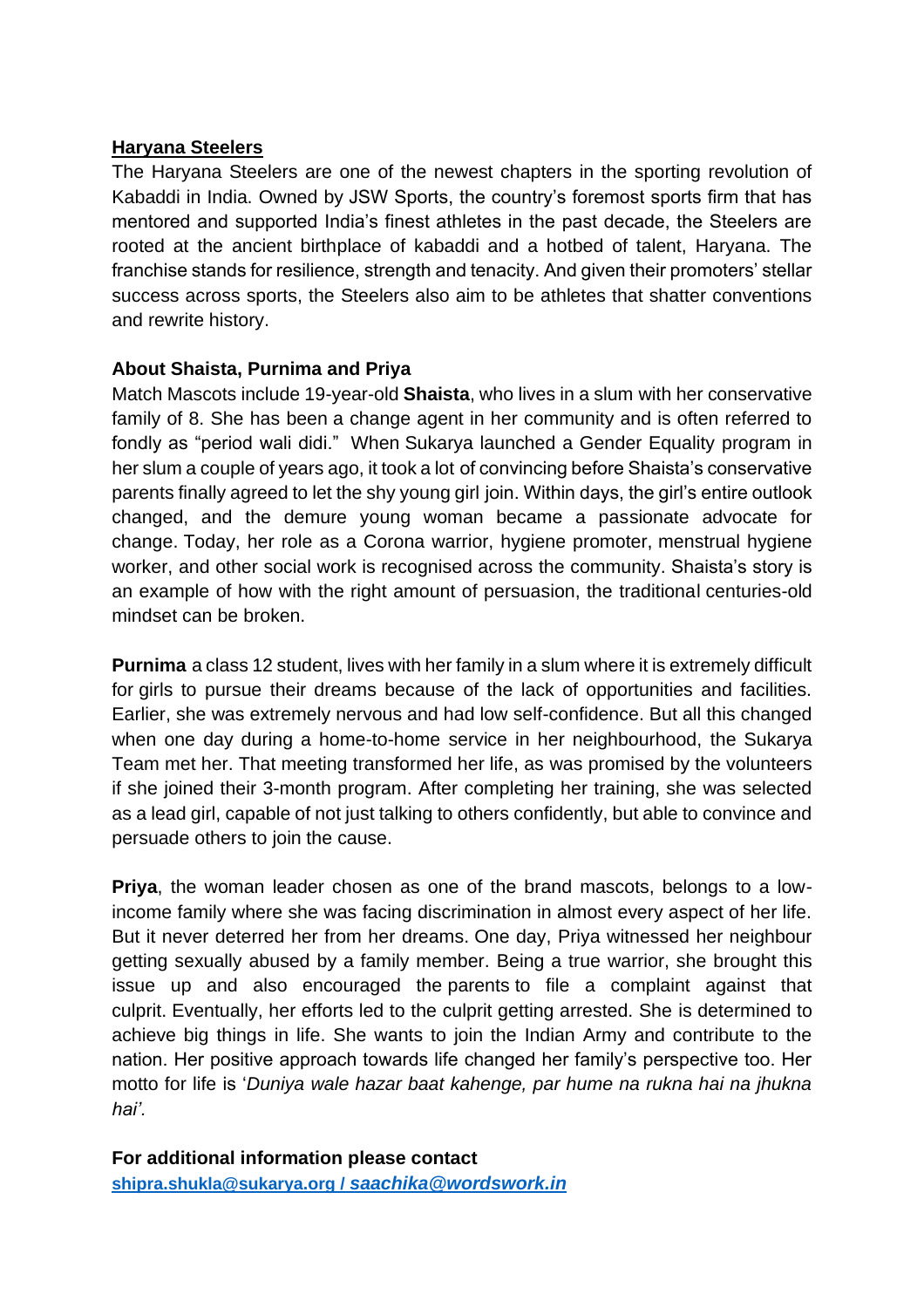**Haryana Steelers**

The Haryana Steelers are one of the newest chapters in the sporting revolution of Kabaddi in India. Owned by JSW Sports, the country's foremost sports firm that has mentored and supported India's finest athletes in the past decade, the Steelers are rooted at the ancient birthplace of kabaddi and a hotbed of talent, Haryana. The franchise stands for resilience, strength and tenacity. And given their promoters' stellar success across sports, the Steelers also aim to be athletes that shatter conventions and rewrite history.

**About Shaista, Purnima and Priya**

Match Mascots include 19-year-old **Shaista**, who lives in a slum with her conservative family of 8. She has been a change agent in her community and is often referred to fondly as "period wali didi." When Sukarya launched a Gender Equality program in her slum a couple of years ago, it took a lot of convincing before Shaista's conservative parents finally agreed to let the shy young girl join. Within days, the girl's entire outlook changed, and the demure young woman became a passionate advocate for change. Today, her role as a Corona warrior, hygiene promoter, menstrual hygiene worker, and other social work is recognised across the community. Shaista's story is an example of how with the right amount of persuasion, the traditional centuries-old mindset can be broken.

**Purnima** a class 12 student, lives with her family in a slum where it is extremely difficult for girls to pursue their dreams because of the lack of opportunities and facilities. Earlier, she was extremely nervous and had low self-confidence. But all this changed when one day during a home-to-home service in her neighbourhood, the Sukarya Team met her. That meeting transformed her life, as was promised by the volunteers if she joined their 3-month program. After completing her training, she was selected as a lead girl, capable of not just talking to others confidently, but able to convince and persuade others to join the cause.

**Priya**, the woman leader chosen as one of the brand mascots, belongs to a low-income family where she was facing discrimination in almost every aspect of her life. But it never deterred her from her dreams. One day, Priya witnessed her neighbour getting sexually abused by a family member. Being a true warrior, she brought this issue up and also encouraged the parents to file a complaint against that culprit. Eventually, her efforts led to the culprit getting arrested. She is determined to achieve big things in life. She wants to join the Indian Army and contribute to the nation. Her positive approach towards life changed her family's perspective too. Her motto for life is '*Duniya wale hazar baat kahenge, par hume na rukna hai na jhukna hai'*.

**For additional information please contact**

**shipra.shukla@sukarya.org / *saachika@wordswork.in***